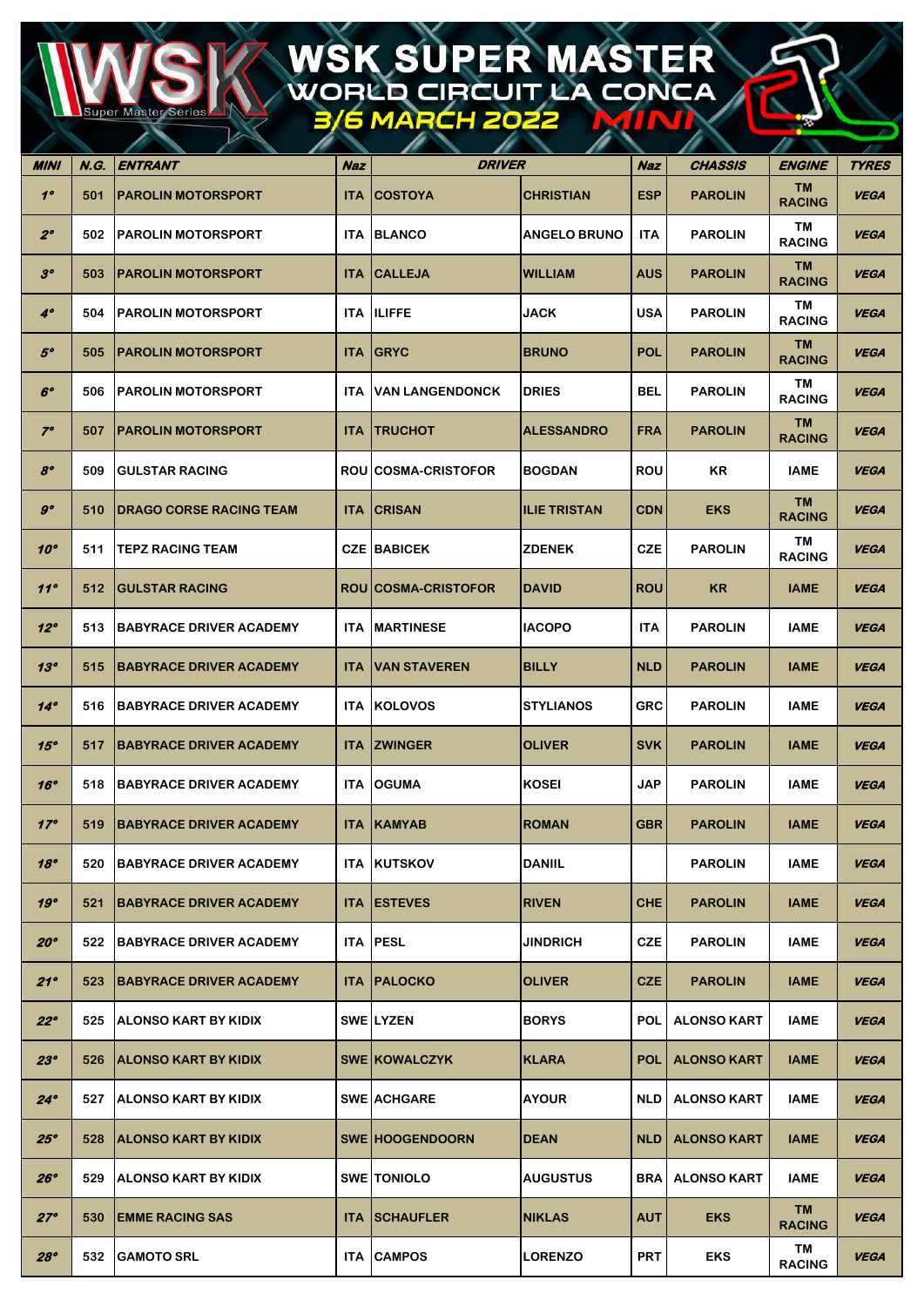# WSK SUPER MASTER

## WORLD CIRCUIT LA CONCA

## 3/6 MARCH 2022 MINI

| MINI | N.G. | ENTRANT | Naz | DRIVER | | Naz | CHASSIS | ENGINE | TYRES |
|---|---|---|---|---|---|---|---|---|---|
| 1° | 501 | PAROLIN MOTORSPORT | ITA | COSTOYA | CHRISTIAN | ESP | PAROLIN | TM RACING | VEGA |
| 2° | 502 | PAROLIN MOTORSPORT | ITA | BLANCO | ANGELO BRUNO | ITA | PAROLIN | TM RACING | VEGA |
| 3° | 503 | PAROLIN MOTORSPORT | ITA | CALLEJA | WILLIAM | AUS | PAROLIN | TM RACING | VEGA |
| 4° | 504 | PAROLIN MOTORSPORT | ITA | ILIFFE | JACK | USA | PAROLIN | TM RACING | VEGA |
| 5° | 505 | PAROLIN MOTORSPORT | ITA | GRYC | BRUNO | POL | PAROLIN | TM RACING | VEGA |
| 6° | 506 | PAROLIN MOTORSPORT | ITA | VAN LANGENDONCK | DRIES | BEL | PAROLIN | TM RACING | VEGA |
| 7° | 507 | PAROLIN MOTORSPORT | ITA | TRUCHOT | ALESSANDRO | FRA | PAROLIN | TM RACING | VEGA |
| 8° | 509 | GULSTAR RACING | ROU | COSMA-CRISTOFOR | BOGDAN | ROU | KR | IAME | VEGA |
| 9° | 510 | DRAGO CORSE RACING TEAM | ITA | CRISAN | ILIE TRISTAN | CDN | EKS | TM RACING | VEGA |
| 10° | 511 | TEPZ RACING TEAM | CZE | BABICEK | ZDENEK | CZE | PAROLIN | TM RACING | VEGA |
| 11° | 512 | GULSTAR RACING | ROU | COSMA-CRISTOFOR | DAVID | ROU | KR | IAME | VEGA |
| 12° | 513 | BABYRACE DRIVER ACADEMY | ITA | MARTINESE | IACOPO | ITA | PAROLIN | IAME | VEGA |
| 13° | 515 | BABYRACE DRIVER ACADEMY | ITA | VAN STAVEREN | BILLY | NLD | PAROLIN | IAME | VEGA |
| 14° | 516 | BABYRACE DRIVER ACADEMY | ITA | KOLOVOS | STYLIANOS | GRC | PAROLIN | IAME | VEGA |
| 15° | 517 | BABYRACE DRIVER ACADEMY | ITA | ZWINGER | OLIVER | SVK | PAROLIN | IAME | VEGA |
| 16° | 518 | BABYRACE DRIVER ACADEMY | ITA | OGUMA | KOSEI | JAP | PAROLIN | IAME | VEGA |
| 17° | 519 | BABYRACE DRIVER ACADEMY | ITA | KAMYAB | ROMAN | GBR | PAROLIN | IAME | VEGA |
| 18° | 520 | BABYRACE DRIVER ACADEMY | ITA | KUTSKOV | DANIIL | | PAROLIN | IAME | VEGA |
| 19° | 521 | BABYRACE DRIVER ACADEMY | ITA | ESTEVES | RIVEN | CHE | PAROLIN | IAME | VEGA |
| 20° | 522 | BABYRACE DRIVER ACADEMY | ITA | PESL | JINDRICH | CZE | PAROLIN | IAME | VEGA |
| 21° | 523 | BABYRACE DRIVER ACADEMY | ITA | PALOCKO | OLIVER | CZE | PAROLIN | IAME | VEGA |
| 22° | 525 | ALONSO KART BY KIDIX | SWE | LYZEN | BORYS | POL | ALONSO KART | IAME | VEGA |
| 23° | 526 | ALONSO KART BY KIDIX | SWE | KOWALCZYK | KLARA | POL | ALONSO KART | IAME | VEGA |
| 24° | 527 | ALONSO KART BY KIDIX | SWE | ACHGARE | AYOUR | NLD | ALONSO KART | IAME | VEGA |
| 25° | 528 | ALONSO KART BY KIDIX | SWE | HOOGENDOORN | DEAN | NLD | ALONSO KART | IAME | VEGA |
| 26° | 529 | ALONSO KART BY KIDIX | SWE | TONIOLO | AUGUSTUS | BRA | ALONSO KART | IAME | VEGA |
| 27° | 530 | EMME RACING SAS | ITA | SCHAUFLER | NIKLAS | AUT | EKS | TM RACING | VEGA |
| 28° | 532 | GAMOTO SRL | ITA | CAMPOS | LORENZO | PRT | EKS | TM RACING | VEGA |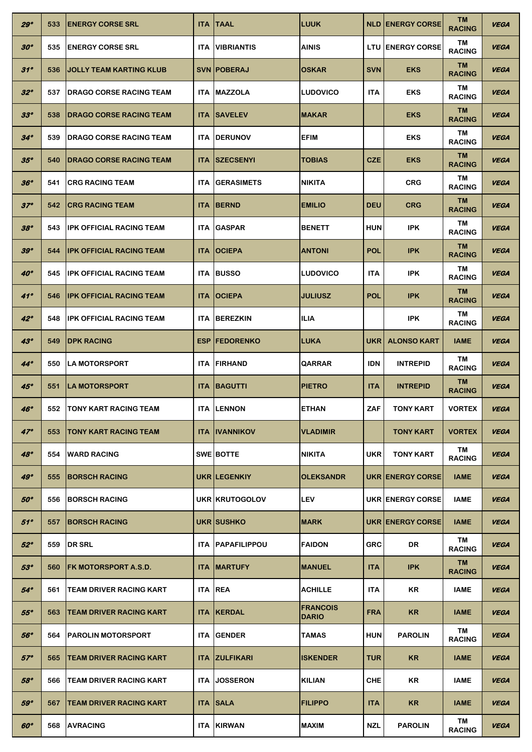| | | | | | | | | | |
|---|---|---|---|---|---|---|---|---|---|
| ***29°*** | **533** | **ENERGY CORSE SRL** | **ITA** | **TAAL** | **LUUK** | **NLD** | **ENERGY CORSE** | **TM RACING** | ***VEGA*** |
| ***30°*** | **535** | **ENERGY CORSE SRL** | **ITA** | **VIBRIANTIS** | **AINIS** | **LTU** | **ENERGY CORSE** | **TM RACING** | ***VEGA*** |
| ***31°*** | **536** | **JOLLY TEAM KARTING KLUB** | **SVN** | **POBERAJ** | **OSKAR** | **SVN** | **EKS** | **TM RACING** | ***VEGA*** |
| ***32°*** | **537** | **DRAGO CORSE RACING TEAM** | **ITA** | **MAZZOLA** | **LUDOVICO** | **ITA** | **EKS** | **TM RACING** | ***VEGA*** |
| ***33°*** | **538** | **DRAGO CORSE RACING TEAM** | **ITA** | **SAVELEV** | **MAKAR** | | **EKS** | **TM RACING** | ***VEGA*** |
| ***34°*** | **539** | **DRAGO CORSE RACING TEAM** | **ITA** | **DERUNOV** | **EFIM** | | **EKS** | **TM RACING** | ***VEGA*** |
| ***35°*** | **540** | **DRAGO CORSE RACING TEAM** | **ITA** | **SZECSENYI** | **TOBIAS** | **CZE** | **EKS** | **TM RACING** | ***VEGA*** |
| ***36°*** | **541** | **CRG RACING TEAM** | **ITA** | **GERASIMETS** | **NIKITA** | | **CRG** | **TM RACING** | ***VEGA*** |
| ***37°*** | **542** | **CRG RACING TEAM** | **ITA** | **BERND** | **EMILIO** | **DEU** | **CRG** | **TM RACING** | ***VEGA*** |
| ***38°*** | **543** | **IPK OFFICIAL RACING TEAM** | **ITA** | **GASPAR** | **BENETT** | **HUN** | **IPK** | **TM RACING** | ***VEGA*** |
| ***39°*** | **544** | **IPK OFFICIAL RACING TEAM** | **ITA** | **OCIEPA** | **ANTONI** | **POL** | **IPK** | **TM RACING** | ***VEGA*** |
| ***40°*** | **545** | **IPK OFFICIAL RACING TEAM** | **ITA** | **BUSSO** | **LUDOVICO** | **ITA** | **IPK** | **TM RACING** | ***VEGA*** |
| ***41°*** | **546** | **IPK OFFICIAL RACING TEAM** | **ITA** | **OCIEPA** | **JULIUSZ** | **POL** | **IPK** | **TM RACING** | ***VEGA*** |
| ***42°*** | **548** | **IPK OFFICIAL RACING TEAM** | **ITA** | **BEREZKIN** | **ILIA** | | **IPK** | **TM RACING** | ***VEGA*** |
| ***43°*** | **549** | **DPK RACING** | **ESP** | **FEDORENKO** | **LUKA** | **UKR** | **ALONSO KART** | **IAME** | ***VEGA*** |
| ***44°*** | **550** | **LA MOTORSPORT** | **ITA** | **FIRHAND** | **QARRAR** | **IDN** | **INTREPID** | **TM RACING** | ***VEGA*** |
| ***45°*** | **551** | **LA MOTORSPORT** | **ITA** | **BAGUTTI** | **PIETRO** | **ITA** | **INTREPID** | **TM RACING** | ***VEGA*** |
| ***46°*** | **552** | **TONY KART RACING TEAM** | **ITA** | **LENNON** | **ETHAN** | **ZAF** | **TONY KART** | **VORTEX** | ***VEGA*** |
| ***47°*** | **553** | **TONY KART RACING TEAM** | **ITA** | **IVANNIKOV** | **VLADIMIR** | | **TONY KART** | **VORTEX** | ***VEGA*** |
| ***48°*** | **554** | **WARD RACING** | **SWE** | **BOTTE** | **NIKITA** | **UKR** | **TONY KART** | **TM RACING** | ***VEGA*** |
| ***49°*** | **555** | **BORSCH RACING** | **UKR** | **LEGENKIY** | **OLEKSANDR** | **UKR** | **ENERGY CORSE** | **IAME** | ***VEGA*** |
| ***50°*** | **556** | **BORSCH RACING** | **UKR** | **KRUTOGOLOV** | **LEV** | **UKR** | **ENERGY CORSE** | **IAME** | ***VEGA*** |
| ***51°*** | **557** | **BORSCH RACING** | **UKR** | **SUSHKO** | **MARK** | **UKR** | **ENERGY CORSE** | **IAME** | ***VEGA*** |
| ***52°*** | **559** | **DR SRL** | **ITA** | **PAPAFILIPPOU** | **FAIDON** | **GRC** | **DR** | **TM RACING** | ***VEGA*** |
| ***53°*** | **560** | **FK MOTORSPORT A.S.D.** | **ITA** | **MARTUFY** | **MANUEL** | **ITA** | **IPK** | **TM RACING** | ***VEGA*** |
| ***54°*** | **561** | **TEAM DRIVER RACING KART** | **ITA** | **REA** | **ACHILLE** | **ITA** | **KR** | **IAME** | ***VEGA*** |
| ***55°*** | **563** | **TEAM DRIVER RACING KART** | **ITA** | **KERDAL** | **FRANCOIS DARIO** | **FRA** | **KR** | **IAME** | ***VEGA*** |
| ***56°*** | **564** | **PAROLIN MOTORSPORT** | **ITA** | **GENDER** | **TAMAS** | **HUN** | **PAROLIN** | **TM RACING** | ***VEGA*** |
| ***57°*** | **565** | **TEAM DRIVER RACING KART** | **ITA** | **ZULFIKARI** | **ISKENDER** | **TUR** | **KR** | **IAME** | ***VEGA*** |
| ***58°*** | **566** | **TEAM DRIVER RACING KART** | **ITA** | **JOSSERON** | **KILIAN** | **CHE** | **KR** | **IAME** | ***VEGA*** |
| ***59°*** | **567** | **TEAM DRIVER RACING KART** | **ITA** | **SALA** | **FILIPPO** | **ITA** | **KR** | **IAME** | ***VEGA*** |
| ***60°*** | **568** | **AVRACING** | **ITA** | **KIRWAN** | **MAXIM** | **NZL** | **PAROLIN** | **TM RACING** | ***VEGA*** |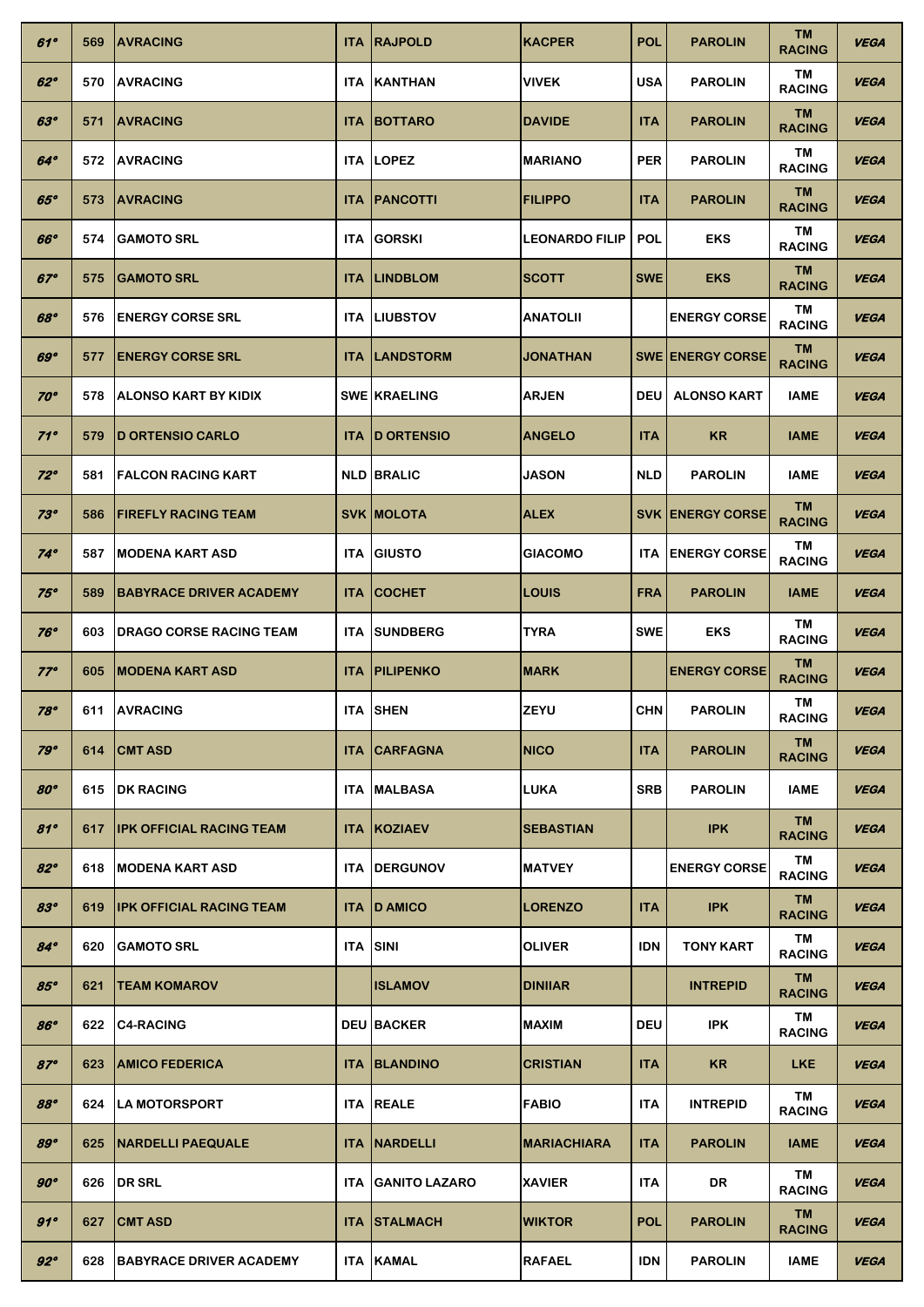| 61° | 569 | AVRACING | ITA | RAJPOLD | KACPER | POL | PAROLIN | TM RACING | VEGA |
|---|---|---|---|---|---|---|---|---|---|
| 62° | 570 | AVRACING | ITA | KANTHAN | VIVEK | USA | PAROLIN | TM RACING | VEGA |
| 63° | 571 | AVRACING | ITA | BOTTARO | DAVIDE | ITA | PAROLIN | TM RACING | VEGA |
| 64° | 572 | AVRACING | ITA | LOPEZ | MARIANO | PER | PAROLIN | TM RACING | VEGA |
| 65° | 573 | AVRACING | ITA | PANCOTTI | FILIPPO | ITA | PAROLIN | TM RACING | VEGA |
| 66° | 574 | GAMOTO SRL | ITA | GORSKI | LEONARDO FILIP | POL | EKS | TM RACING | VEGA |
| 67° | 575 | GAMOTO SRL | ITA | LINDBLOM | SCOTT | SWE | EKS | TM RACING | VEGA |
| 68° | 576 | ENERGY CORSE SRL | ITA | LIUBSTOV | ANATOLII | | ENERGY CORSE | TM RACING | VEGA |
| 69° | 577 | ENERGY CORSE SRL | ITA | LANDSTORM | JONATHAN | SWE | ENERGY CORSE | TM RACING | VEGA |
| 70° | 578 | ALONSO KART BY KIDIX | SWE | KRAELING | ARJEN | DEU | ALONSO KART | IAME | VEGA |
| 71° | 579 | D ORTENSIO CARLO | ITA | D ORTENSIO | ANGELO | ITA | KR | IAME | VEGA |
| 72° | 581 | FALCON RACING KART | NLD | BRALIC | JASON | NLD | PAROLIN | IAME | VEGA |
| 73° | 586 | FIREFLY RACING TEAM | SVK | MOLOTA | ALEX | SVK | ENERGY CORSE | TM RACING | VEGA |
| 74° | 587 | MODENA KART ASD | ITA | GIUSTO | GIACOMO | ITA | ENERGY CORSE | TM RACING | VEGA |
| 75° | 589 | BABYRACE DRIVER ACADEMY | ITA | COCHET | LOUIS | FRA | PAROLIN | IAME | VEGA |
| 76° | 603 | DRAGO CORSE RACING TEAM | ITA | SUNDBERG | TYRA | SWE | EKS | TM RACING | VEGA |
| 77° | 605 | MODENA KART ASD | ITA | PILIPENKO | MARK | | ENERGY CORSE | TM RACING | VEGA |
| 78° | 611 | AVRACING | ITA | SHEN | ZEYU | CHN | PAROLIN | TM RACING | VEGA |
| 79° | 614 | CMT ASD | ITA | CARFAGNA | NICO | ITA | PAROLIN | TM RACING | VEGA |
| 80° | 615 | DK RACING | ITA | MALBASA | LUKA | SRB | PAROLIN | IAME | VEGA |
| 81° | 617 | IPK OFFICIAL RACING TEAM | ITA | KOZIAEV | SEBASTIAN | | IPK | TM RACING | VEGA |
| 82° | 618 | MODENA KART ASD | ITA | DERGUNOV | MATVEY | | ENERGY CORSE | TM RACING | VEGA |
| 83° | 619 | IPK OFFICIAL RACING TEAM | ITA | D AMICO | LORENZO | ITA | IPK | TM RACING | VEGA |
| 84° | 620 | GAMOTO SRL | ITA | SINI | OLIVER | IDN | TONY KART | TM RACING | VEGA |
| 85° | 621 | TEAM KOMAROV | | ISLAMOV | DINIIAR | | INTREPID | TM RACING | VEGA |
| 86° | 622 | C4-RACING | DEU | BACKER | MAXIM | DEU | IPK | TM RACING | VEGA |
| 87° | 623 | AMICO FEDERICA | ITA | BLANDINO | CRISTIAN | ITA | KR | LKE | VEGA |
| 88° | 624 | LA MOTORSPORT | ITA | REALE | FABIO | ITA | INTREPID | TM RACING | VEGA |
| 89° | 625 | NARDELLI PAEQUALE | ITA | NARDELLI | MARIACHIARA | ITA | PAROLIN | IAME | VEGA |
| 90° | 626 | DR SRL | ITA | GANITO LAZARO | XAVIER | ITA | DR | TM RACING | VEGA |
| 91° | 627 | CMT ASD | ITA | STALMACH | WIKTOR | POL | PAROLIN | TM RACING | VEGA |
| 92° | 628 | BABYRACE DRIVER ACADEMY | ITA | KAMAL | RAFAEL | IDN | PAROLIN | IAME | VEGA |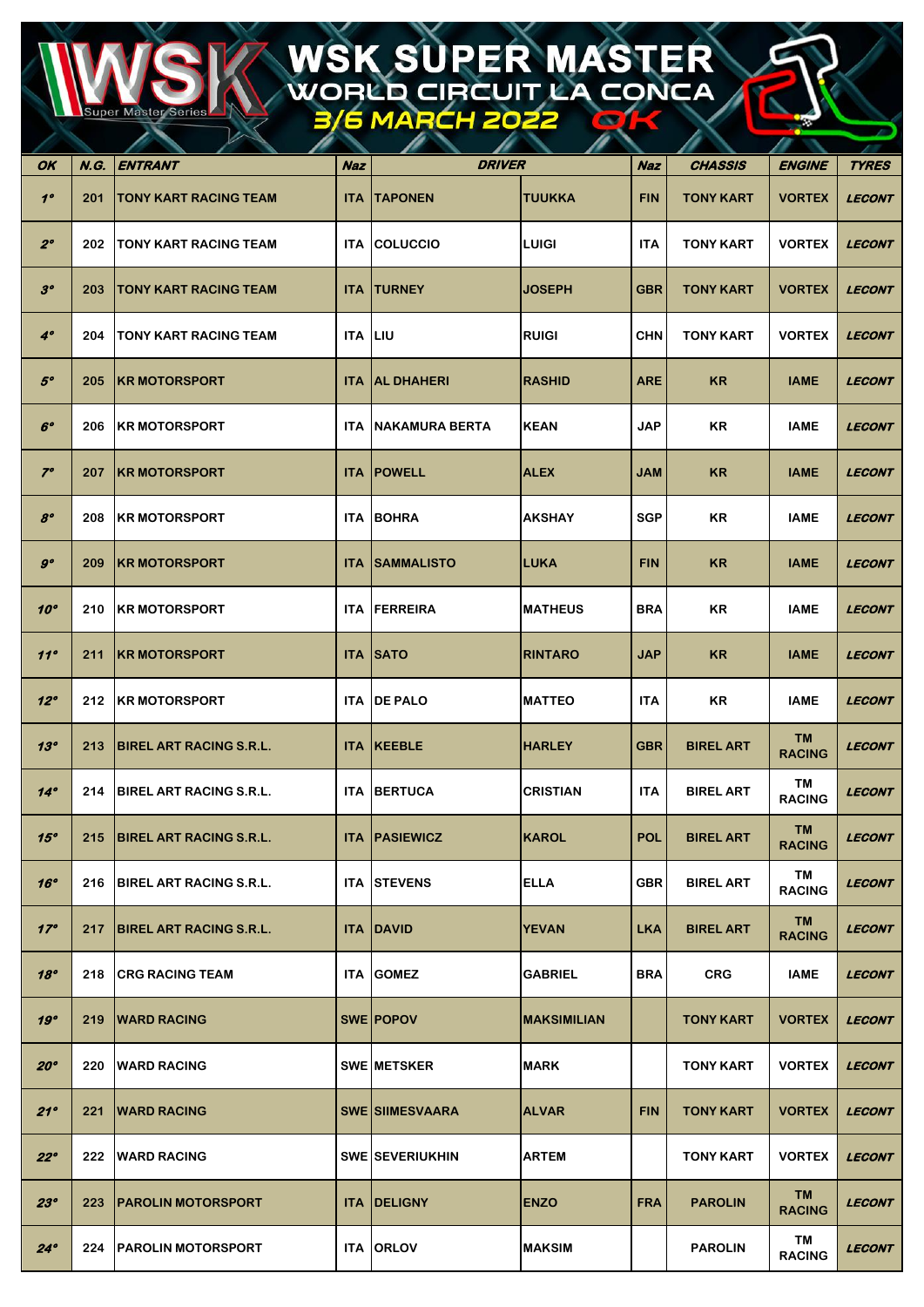# WSK SUPER MASTER

## WORLD CIRCUIT LA CONCA

## 3/6 MARCH 2022 OK

| OK | N.G. | ENTRANT | Naz | DRIVER | | Naz | CHASSIS | ENGINE | TYRES |
|---|---|---|---|---|---|---|---|---|---|
| 1° | 201 | TONY KART RACING TEAM | ITA | TAPONEN | TUUKKA | FIN | TONY KART | VORTEX | LECONT |
| 2° | 202 | TONY KART RACING TEAM | ITA | COLUCCIO | LUIGI | ITA | TONY KART | VORTEX | LECONT |
| 3° | 203 | TONY KART RACING TEAM | ITA | TURNEY | JOSEPH | GBR | TONY KART | VORTEX | LECONT |
| 4° | 204 | TONY KART RACING TEAM | ITA | LIU | RUIGI | CHN | TONY KART | VORTEX | LECONT |
| 5° | 205 | KR MOTORSPORT | ITA | AL DHAHERI | RASHID | ARE | KR | IAME | LECONT |
| 6° | 206 | KR MOTORSPORT | ITA | NAKAMURA BERTA | KEAN | JAP | KR | IAME | LECONT |
| 7° | 207 | KR MOTORSPORT | ITA | POWELL | ALEX | JAM | KR | IAME | LECONT |
| 8° | 208 | KR MOTORSPORT | ITA | BOHRA | AKSHAY | SGP | KR | IAME | LECONT |
| 9° | 209 | KR MOTORSPORT | ITA | SAMMALISTO | LUKA | FIN | KR | IAME | LECONT |
| 10° | 210 | KR MOTORSPORT | ITA | FERREIRA | MATHEUS | BRA | KR | IAME | LECONT |
| 11° | 211 | KR MOTORSPORT | ITA | SATO | RINTARO | JAP | KR | IAME | LECONT |
| 12° | 212 | KR MOTORSPORT | ITA | DE PALO | MATTEO | ITA | KR | IAME | LECONT |
| 13° | 213 | BIREL ART RACING S.R.L. | ITA | KEEBLE | HARLEY | GBR | BIREL ART | TM RACING | LECONT |
| 14° | 214 | BIREL ART RACING S.R.L. | ITA | BERTUCA | CRISTIAN | ITA | BIREL ART | TM RACING | LECONT |
| 15° | 215 | BIREL ART RACING S.R.L. | ITA | PASIEWICZ | KAROL | POL | BIREL ART | TM RACING | LECONT |
| 16° | 216 | BIREL ART RACING S.R.L. | ITA | STEVENS | ELLA | GBR | BIREL ART | TM RACING | LECONT |
| 17° | 217 | BIREL ART RACING S.R.L. | ITA | DAVID | YEVAN | LKA | BIREL ART | TM RACING | LECONT |
| 18° | 218 | CRG RACING TEAM | ITA | GOMEZ | GABRIEL | BRA | CRG | IAME | LECONT |
| 19° | 219 | WARD RACING | SWE | POPOV | MAKSIMILIAN | | TONY KART | VORTEX | LECONT |
| 20° | 220 | WARD RACING | SWE | METSKER | MARK | | TONY KART | VORTEX | LECONT |
| 21° | 221 | WARD RACING | SWE | SIIMESVAARA | ALVAR | FIN | TONY KART | VORTEX | LECONT |
| 22° | 222 | WARD RACING | SWE | SEVERIUKHIN | ARTEM | | TONY KART | VORTEX | LECONT |
| 23° | 223 | PAROLIN MOTORSPORT | ITA | DELIGNY | ENZO | FRA | PAROLIN | TM RACING | LECONT |
| 24° | 224 | PAROLIN MOTORSPORT | ITA | ORLOV | MAKSIM | | PAROLIN | TM RACING | LECONT |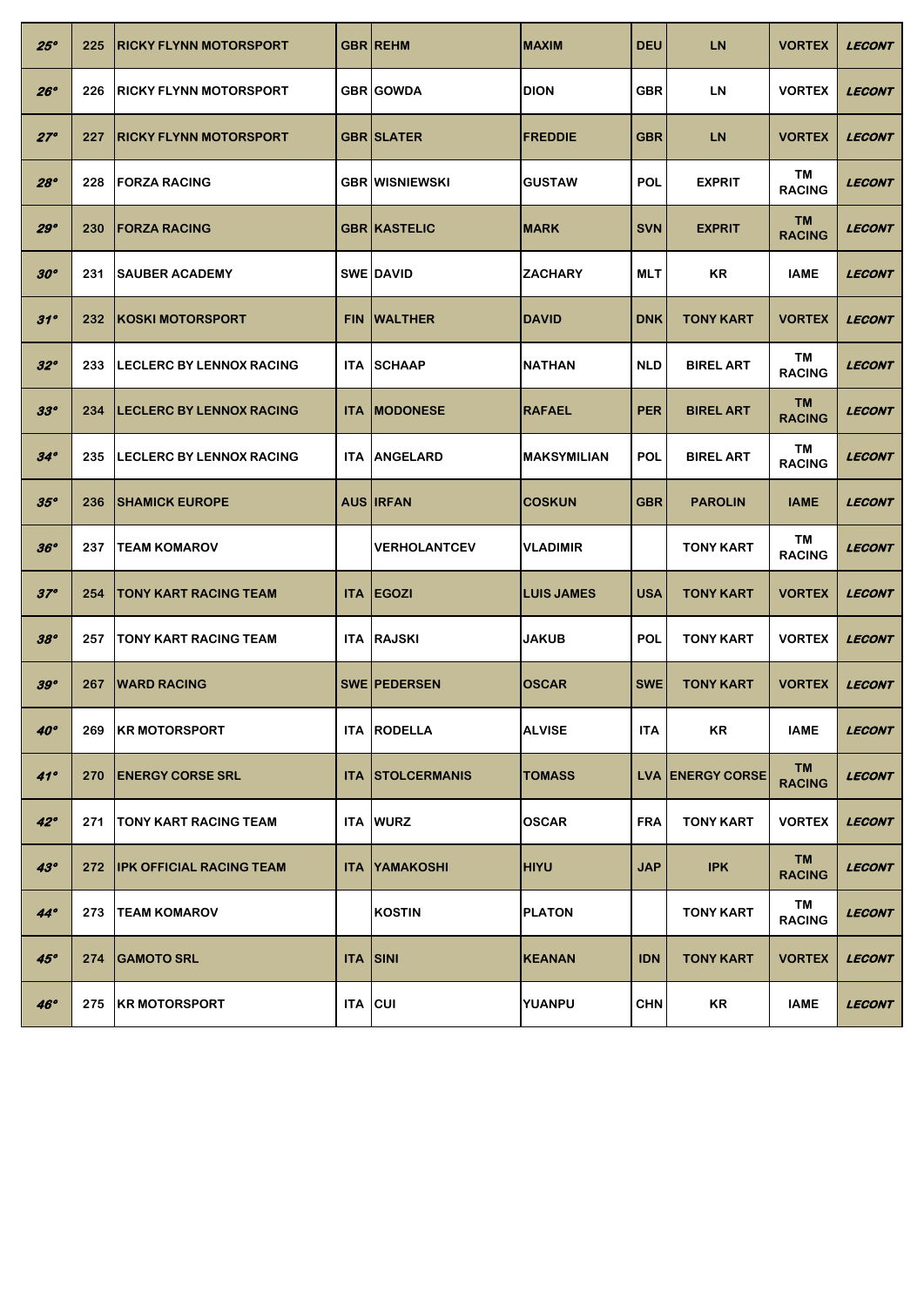| 25° | 225 | RICKY FLYNN MOTORSPORT | GBR | REHM | MAXIM | DEU | LN | VORTEX | *LECONT* |
|---|---|---|---|---|---|---|---|---|---|
| 26° | 226 | RICKY FLYNN MOTORSPORT | GBR | GOWDA | DION | GBR | LN | VORTEX | *LECONT* |
| 27° | 227 | RICKY FLYNN MOTORSPORT | GBR | SLATER | FREDDIE | GBR | LN | VORTEX | *LECONT* |
| 28° | 228 | FORZA RACING | GBR | WISNIEWSKI | GUSTAW | POL | EXPRIT | TM RACING | *LECONT* |
| 29° | 230 | FORZA RACING | GBR | KASTELIC | MARK | SVN | EXPRIT | TM RACING | *LECONT* |
| 30° | 231 | SAUBER ACADEMY | SWE | DAVID | ZACHARY | MLT | KR | IAME | *LECONT* |
| 31° | 232 | KOSKI MOTORSPORT | FIN | WALTHER | DAVID | DNK | TONY KART | VORTEX | *LECONT* |
| 32° | 233 | LECLERC BY LENNOX RACING | ITA | SCHAAP | NATHAN | NLD | BIREL ART | TM RACING | *LECONT* |
| 33° | 234 | LECLERC BY LENNOX RACING | ITA | MODONESE | RAFAEL | PER | BIREL ART | TM RACING | *LECONT* |
| 34° | 235 | LECLERC BY LENNOX RACING | ITA | ANGELARD | MAKSYMILIAN | POL | BIREL ART | TM RACING | *LECONT* |
| 35° | 236 | SHAMICK EUROPE | AUS | IRFAN | COSKUN | GBR | PAROLIN | IAME | *LECONT* |
| 36° | 237 | TEAM KOMAROV | | VERHOLANTCEV | VLADIMIR | | TONY KART | TM RACING | *LECONT* |
| 37° | 254 | TONY KART RACING TEAM | ITA | EGOZI | LUIS JAMES | USA | TONY KART | VORTEX | *LECONT* |
| 38° | 257 | TONY KART RACING TEAM | ITA | RAJSKI | JAKUB | POL | TONY KART | VORTEX | *LECONT* |
| 39° | 267 | WARD RACING | SWE | PEDERSEN | OSCAR | SWE | TONY KART | VORTEX | *LECONT* |
| 40° | 269 | KR MOTORSPORT | ITA | RODELLA | ALVISE | ITA | KR | IAME | *LECONT* |
| 41° | 270 | ENERGY CORSE SRL | ITA | STOLCERMANIS | TOMASS | LVA | ENERGY CORSE | TM RACING | *LECONT* |
| 42° | 271 | TONY KART RACING TEAM | ITA | WURZ | OSCAR | FRA | TONY KART | VORTEX | *LECONT* |
| 43° | 272 | IPK OFFICIAL RACING TEAM | ITA | YAMAKOSHI | HIYU | JAP | IPK | TM RACING | *LECONT* |
| 44° | 273 | TEAM KOMAROV | | KOSTIN | PLATON | | TONY KART | TM RACING | *LECONT* |
| 45° | 274 | GAMOTO SRL | ITA | SINI | KEANAN | IDN | TONY KART | VORTEX | *LECONT* |
| 46° | 275 | KR MOTORSPORT | ITA | CUI | YUANPU | CHN | KR | IAME | *LECONT* |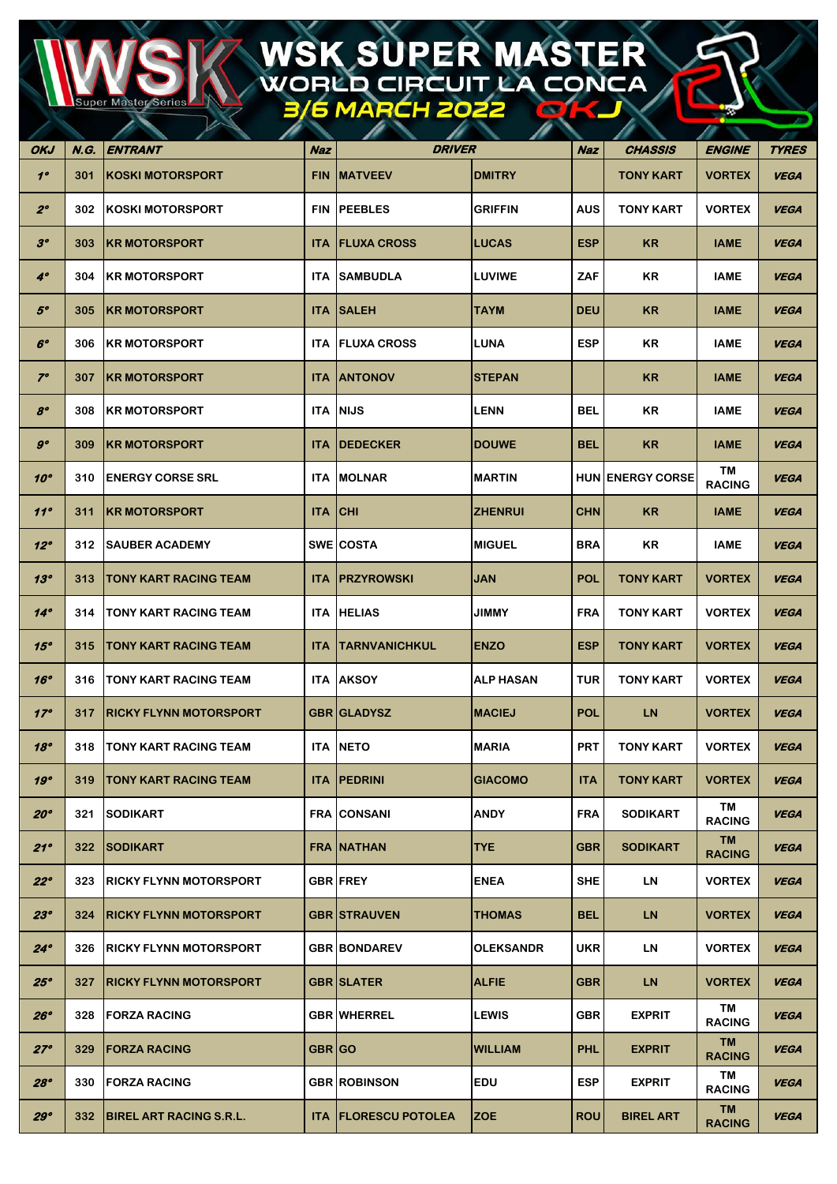# WSK SUPER MASTER
## WORLD CIRCUIT LA CONCA
### 3/6 MARCH 2022 OKJ

| OKJ | N.G. | ENTRANT | Naz | DRIVER | | Naz | CHASSIS | ENGINE | TYRES |
|---|---|---|---|---|---|---|---|---|---|
| 1° | 301 | KOSKI MOTORSPORT | FIN | MATVEEV | DMITRY | | TONY KART | VORTEX | VEGA |
| 2° | 302 | KOSKI MOTORSPORT | FIN | PEEBLES | GRIFFIN | AUS | TONY KART | VORTEX | VEGA |
| 3° | 303 | KR MOTORSPORT | ITA | FLUXA CROSS | LUCAS | ESP | KR | IAME | VEGA |
| 4° | 304 | KR MOTORSPORT | ITA | SAMBUDLA | LUVIWE | ZAF | KR | IAME | VEGA |
| 5° | 305 | KR MOTORSPORT | ITA | SALEH | TAYM | DEU | KR | IAME | VEGA |
| 6° | 306 | KR MOTORSPORT | ITA | FLUXA CROSS | LUNA | ESP | KR | IAME | VEGA |
| 7° | 307 | KR MOTORSPORT | ITA | ANTONOV | STEPAN | | KR | IAME | VEGA |
| 8° | 308 | KR MOTORSPORT | ITA | NIJS | LENN | BEL | KR | IAME | VEGA |
| 9° | 309 | KR MOTORSPORT | ITA | DEDECKER | DOUWE | BEL | KR | IAME | VEGA |
| 10° | 310 | ENERGY CORSE SRL | ITA | MOLNAR | MARTIN | HUN | ENERGY CORSE | TM RACING | VEGA |
| 11° | 311 | KR MOTORSPORT | ITA | CHI | ZHENRUI | CHN | KR | IAME | VEGA |
| 12° | 312 | SAUBER ACADEMY | SWE | COSTA | MIGUEL | BRA | KR | IAME | VEGA |
| 13° | 313 | TONY KART RACING TEAM | ITA | PRZYROWSKI | JAN | POL | TONY KART | VORTEX | VEGA |
| 14° | 314 | TONY KART RACING TEAM | ITA | HELIAS | JIMMY | FRA | TONY KART | VORTEX | VEGA |
| 15° | 315 | TONY KART RACING TEAM | ITA | TARNVANICHKUL | ENZO | ESP | TONY KART | VORTEX | VEGA |
| 16° | 316 | TONY KART RACING TEAM | ITA | AKSOY | ALP HASAN | TUR | TONY KART | VORTEX | VEGA |
| 17° | 317 | RICKY FLYNN MOTORSPORT | GBR | GLADYSZ | MACIEJ | POL | LN | VORTEX | VEGA |
| 18° | 318 | TONY KART RACING TEAM | ITA | NETO | MARIA | PRT | TONY KART | VORTEX | VEGA |
| 19° | 319 | TONY KART RACING TEAM | ITA | PEDRINI | GIACOMO | ITA | TONY KART | VORTEX | VEGA |
| 20° | 321 | SODIKART | FRA | CONSANI | ANDY | FRA | SODIKART | TM RACING | VEGA |
| 21° | 322 | SODIKART | FRA | NATHAN | TYE | GBR | SODIKART | TM RACING | VEGA |
| 22° | 323 | RICKY FLYNN MOTORSPORT | GBR | FREY | ENEA | SHE | LN | VORTEX | VEGA |
| 23° | 324 | RICKY FLYNN MOTORSPORT | GBR | STRAUVEN | THOMAS | BEL | LN | VORTEX | VEGA |
| 24° | 326 | RICKY FLYNN MOTORSPORT | GBR | BONDAREV | OLEKSANDR | UKR | LN | VORTEX | VEGA |
| 25° | 327 | RICKY FLYNN MOTORSPORT | GBR | SLATER | ALFIE | GBR | LN | VORTEX | VEGA |
| 26° | 328 | FORZA RACING | GBR | WHERREL | LEWIS | GBR | EXPRIT | TM RACING | VEGA |
| 27° | 329 | FORZA RACING | GBR | GO | WILLIAM | PHL | EXPRIT | TM RACING | VEGA |
| 28° | 330 | FORZA RACING | GBR | ROBINSON | EDU | ESP | EXPRIT | TM RACING | VEGA |
| 29° | 332 | BIREL ART RACING S.R.L. | ITA | FLORESCU POTOLEA | ZOE | ROU | BIREL ART | TM RACING | VEGA |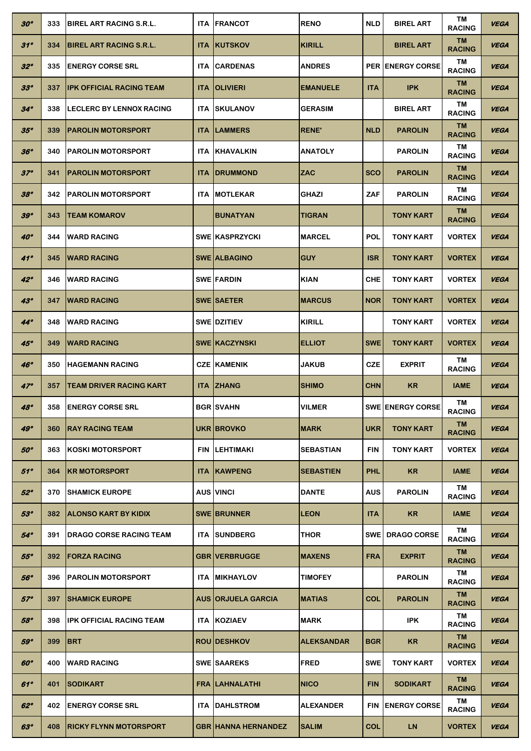| | | | | | | | | | |
|---|---|---|---|---|---|---|---|---|---|
| ***30°*** | 333 | **BIREL ART RACING S.R.L.** | **ITA** | **FRANCOT** | **RENO** | **NLD** | **BIREL ART** | **TM RACING** | ***VEGA*** |
| ***31°*** | 334 | **BIREL ART RACING S.R.L.** | **ITA** | **KUTSKOV** | **KIRILL** | | **BIREL ART** | **TM RACING** | ***VEGA*** |
| ***32°*** | 335 | **ENERGY CORSE SRL** | **ITA** | **CARDENAS** | **ANDRES** | **PER** | **ENERGY CORSE** | **TM RACING** | ***VEGA*** |
| ***33°*** | 337 | **IPK OFFICIAL RACING TEAM** | **ITA** | **OLIVIERI** | **EMANUELE** | **ITA** | **IPK** | **TM RACING** | ***VEGA*** |
| ***34°*** | 338 | **LECLERC BY LENNOX RACING** | **ITA** | **SKULANOV** | **GERASIM** | | **BIREL ART** | **TM RACING** | ***VEGA*** |
| ***35°*** | 339 | **PAROLIN MOTORSPORT** | **ITA** | **LAMMERS** | **RENE'** | **NLD** | **PAROLIN** | **TM RACING** | ***VEGA*** |
| ***36°*** | 340 | **PAROLIN MOTORSPORT** | **ITA** | **KHAVALKIN** | **ANATOLY** | | **PAROLIN** | **TM RACING** | ***VEGA*** |
| ***37°*** | 341 | **PAROLIN MOTORSPORT** | **ITA** | **DRUMMOND** | **ZAC** | **SCO** | **PAROLIN** | **TM RACING** | ***VEGA*** |
| ***38°*** | 342 | **PAROLIN MOTORSPORT** | **ITA** | **MOTLEKAR** | **GHAZI** | **ZAF** | **PAROLIN** | **TM RACING** | ***VEGA*** |
| ***39°*** | 343 | **TEAM KOMAROV** | | **BUNATYAN** | **TIGRAN** | | **TONY KART** | **TM RACING** | ***VEGA*** |
| ***40°*** | 344 | **WARD RACING** | **SWE** | **KASPRZYCKI** | **MARCEL** | **POL** | **TONY KART** | **VORTEX** | ***VEGA*** |
| ***41°*** | 345 | **WARD RACING** | **SWE** | **ALBAGINO** | **GUY** | **ISR** | **TONY KART** | **VORTEX** | ***VEGA*** |
| ***42°*** | 346 | **WARD RACING** | **SWE** | **FARDIN** | **KIAN** | **CHE** | **TONY KART** | **VORTEX** | ***VEGA*** |
| ***43°*** | 347 | **WARD RACING** | **SWE** | **SAETER** | **MARCUS** | **NOR** | **TONY KART** | **VORTEX** | ***VEGA*** |
| ***44°*** | 348 | **WARD RACING** | **SWE** | **DZITIEV** | **KIRILL** | | **TONY KART** | **VORTEX** | ***VEGA*** |
| ***45°*** | 349 | **WARD RACING** | **SWE** | **KACZYNSKI** | **ELLIOT** | **SWE** | **TONY KART** | **VORTEX** | ***VEGA*** |
| ***46°*** | 350 | **HAGEMANN RACING** | **CZE** | **KAMENIK** | **JAKUB** | **CZE** | **EXPRIT** | **TM RACING** | ***VEGA*** |
| ***47°*** | 357 | **TEAM DRIVER RACING KART** | **ITA** | **ZHANG** | **SHIMO** | **CHN** | **KR** | **IAME** | ***VEGA*** |
| ***48°*** | 358 | **ENERGY CORSE SRL** | **BGR** | **SVAHN** | **VILMER** | **SWE** | **ENERGY CORSE** | **TM RACING** | ***VEGA*** |
| ***49°*** | 360 | **RAY RACING TEAM** | **UKR** | **BROVKO** | **MARK** | **UKR** | **TONY KART** | **TM RACING** | ***VEGA*** |
| ***50°*** | 363 | **KOSKI MOTORSPORT** | **FIN** | **LEHTIMAKI** | **SEBASTIAN** | **FIN** | **TONY KART** | **VORTEX** | ***VEGA*** |
| ***51°*** | 364 | **KR MOTORSPORT** | **ITA** | **KAWPENG** | **SEBASTIEN** | **PHL** | **KR** | **IAME** | ***VEGA*** |
| ***52°*** | 370 | **SHAMICK EUROPE** | **AUS** | **VINCI** | **DANTE** | **AUS** | **PAROLIN** | **TM RACING** | ***VEGA*** |
| ***53°*** | 382 | **ALONSO KART BY KIDIX** | **SWE** | **BRUNNER** | **LEON** | **ITA** | **KR** | **IAME** | ***VEGA*** |
| ***54°*** | 391 | **DRAGO CORSE RACING TEAM** | **ITA** | **SUNDBERG** | **THOR** | **SWE** | **DRAGO CORSE** | **TM RACING** | ***VEGA*** |
| ***55°*** | 392 | **FORZA RACING** | **GBR** | **VERBRUGGE** | **MAXENS** | **FRA** | **EXPRIT** | **TM RACING** | ***VEGA*** |
| ***56°*** | 396 | **PAROLIN MOTORSPORT** | **ITA** | **MIKHAYLOV** | **TIMOFEY** | | **PAROLIN** | **TM RACING** | ***VEGA*** |
| ***57°*** | 397 | **SHAMICK EUROPE** | **AUS** | **ORJUELA GARCIA** | **MATIAS** | **COL** | **PAROLIN** | **TM RACING** | ***VEGA*** |
| ***58°*** | 398 | **IPK OFFICIAL RACING TEAM** | **ITA** | **KOZIAEV** | **MARK** | | **IPK** | **TM RACING** | ***VEGA*** |
| ***59°*** | 399 | **BRT** | **ROU** | **DESHKOV** | **ALEKSANDAR** | **BGR** | **KR** | **TM RACING** | ***VEGA*** |
| ***60°*** | 400 | **WARD RACING** | **SWE** | **SAAREKS** | **FRED** | **SWE** | **TONY KART** | **VORTEX** | ***VEGA*** |
| ***61°*** | 401 | **SODIKART** | **FRA** | **LAHNALATHI** | **NICO** | **FIN** | **SODIKART** | **TM RACING** | ***VEGA*** |
| ***62°*** | 402 | **ENERGY CORSE SRL** | **ITA** | **DAHLSTROM** | **ALEXANDER** | **FIN** | **ENERGY CORSE** | **TM RACING** | ***VEGA*** |
| ***63°*** | 408 | **RICKY FLYNN MOTORSPORT** | **GBR** | **HANNA HERNANDEZ** | **SALIM** | **COL** | **LN** | **VORTEX** | ***VEGA*** |